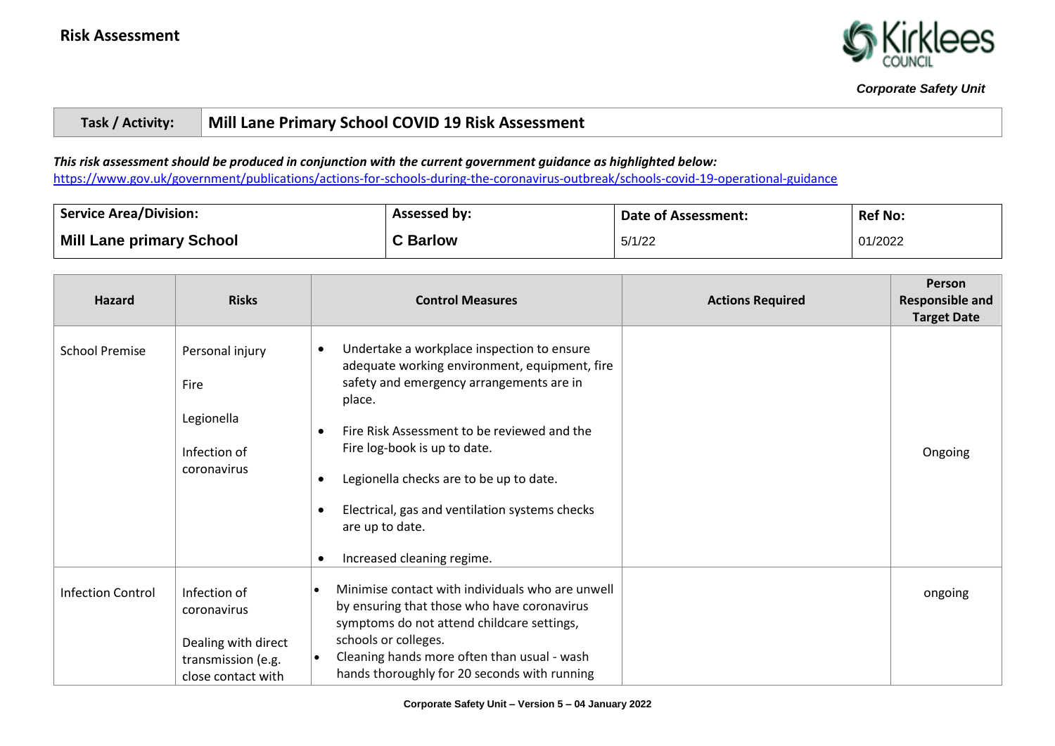# Risk Assessment

*Corporate Safety Unit*

| Task / Activity: | Mill Lane Primary School COVID 19 Risk Assessment |
|---|---|

***This risk assessment should be produced in conjunction with the current government guidance as highlighted below:***
https://www.gov.uk/government/publications/actions-for-schools-during-the-coronavirus-outbreak/schools-covid-19-operational-guidance

| Service Area/Division: | Assessed by: | Date of Assessment: | Ref No: |
|---|---|---|---|
| **Mill Lane primary School** | **C Barlow** | 5/1/22 | 01/2022 |

| Hazard | Risks | Control Measures | Actions Required | Person Responsible and Target Date |
|---|---|---|---|---|
| School Premise | Personal injury<br><br>Fire<br><br>Legionella<br><br>Infection of coronavirus | • Undertake a workplace inspection to ensure adequate working environment, equipment, fire safety and emergency arrangements are in place.<br><br>• Fire Risk Assessment to be reviewed and the Fire log-book is up to date.<br><br>• Legionella checks are to be up to date.<br><br>• Electrical, gas and ventilation systems checks are up to date.<br><br>• Increased cleaning regime. | | Ongoing |
| Infection Control | Infection of coronavirus<br><br>Dealing with direct transmission (e.g. close contact with | • Minimise contact with individuals who are unwell by ensuring that those who have coronavirus symptoms do not attend childcare settings, schools or colleges.<br>• Cleaning hands more often than usual - wash hands thoroughly for 20 seconds with running | | ongoing |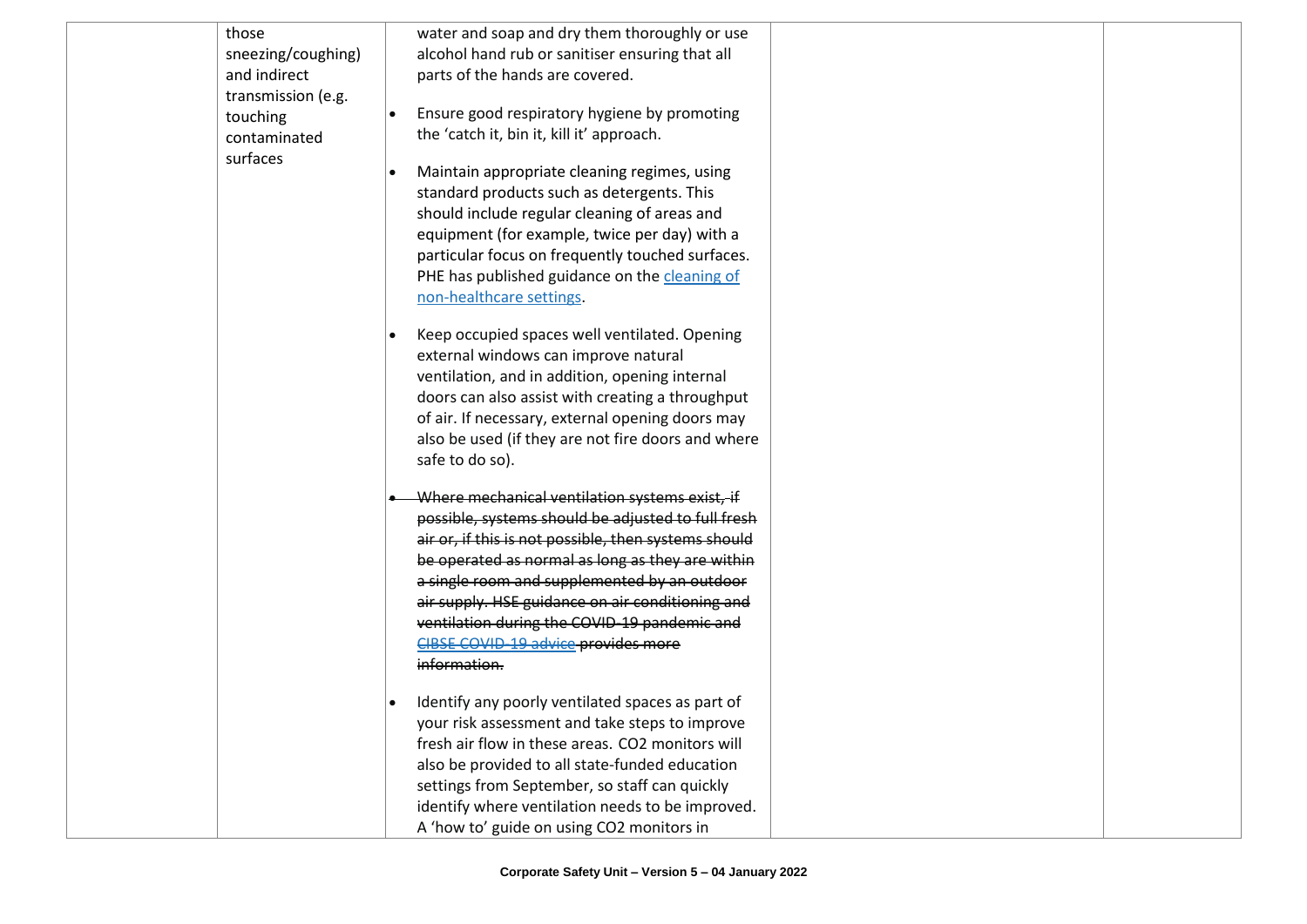| | | | | |
|---|---|---|---|---|
| | those sneezing/coughing) and indirect transmission (e.g. touching contaminated surfaces | water and soap and dry them thoroughly or use alcohol hand rub or sanitiser ensuring that all parts of the hands are covered.<br><br>• Ensure good respiratory hygiene by promoting the 'catch it, bin it, kill it' approach.<br><br>• Maintain appropriate cleaning regimes, using standard products such as detergents. This should include regular cleaning of areas and equipment (for example, twice per day) with a particular focus on frequently touched surfaces. PHE has published guidance on the cleaning of non-healthcare settings.<br><br>• Keep occupied spaces well ventilated. Opening external windows can improve natural ventilation, and in addition, opening internal doors can also assist with creating a throughput of air. If necessary, external opening doors may also be used (if they are not fire doors and where safe to do so).<br><br>• ~~Where mechanical ventilation systems exist, if possible, systems should be adjusted to full fresh air or, if this is not possible, then systems should be operated as normal as long as they are within a single room and supplemented by an outdoor air supply. HSE guidance on air conditioning and ventilation during the COVID-19 pandemic and CIBSE COVID-19 advice provides more information.~~<br><br>• Identify any poorly ventilated spaces as part of your risk assessment and take steps to improve fresh air flow in these areas. $CO_2$ monitors will also be provided to all state-funded education settings from September, so staff can quickly identify where ventilation needs to be improved. A 'how to' guide on using $CO_2$ monitors in | | |

Corporate Safety Unit – Version 5 – 04 January 2022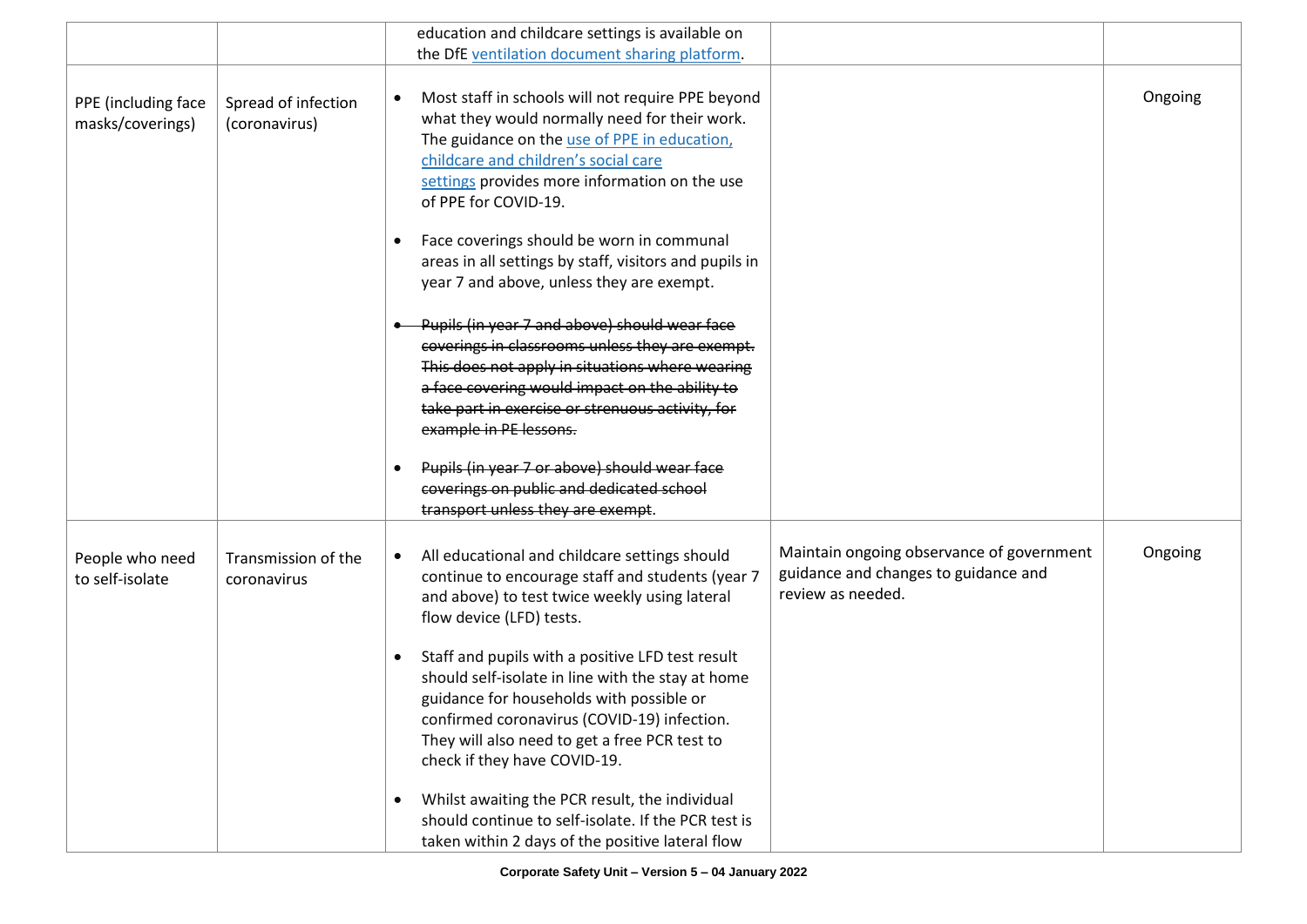| | | | | |
|---|---|---|---|---|
| | | education and childcare settings is available on the DfE [ventilation document sharing platform](#). | | |
| PPE (including face masks/coverings) | Spread of infection (coronavirus) | • Most staff in schools will not require PPE beyond what they would normally need for their work. The guidance on the [use of PPE in education, childcare and children's social care settings](#) provides more information on the use of PPE for COVID-19.<br><br>• Face coverings should be worn in communal areas in all settings by staff, visitors and pupils in year 7 and above, unless they are exempt.<br><br>• ~~Pupils (in year 7 and above) should wear face coverings in classrooms unless they are exempt. This does not apply in situations where wearing a face covering would impact on the ability to take part in exercise or strenuous activity, for example in PE lessons.~~<br><br>• ~~Pupils (in year 7 or above) should wear face coverings on public and dedicated school transport unless they are exempt.~~ | | Ongoing |
| People who need to self-isolate | Transmission of the coronavirus | • All educational and childcare settings should continue to encourage staff and students (year 7 and above) to test twice weekly using lateral flow device (LFD) tests.<br><br>• Staff and pupils with a positive LFD test result should self-isolate in line with the stay at home guidance for households with possible or confirmed coronavirus (COVID-19) infection. They will also need to get a free PCR test to check if they have COVID-19.<br><br>• Whilst awaiting the PCR result, the individual should continue to self-isolate. If the PCR test is taken within 2 days of the positive lateral flow | Maintain ongoing observance of government guidance and changes to guidance and review as needed. | Ongoing |

Corporate Safety Unit – Version 5 – 04 January 2022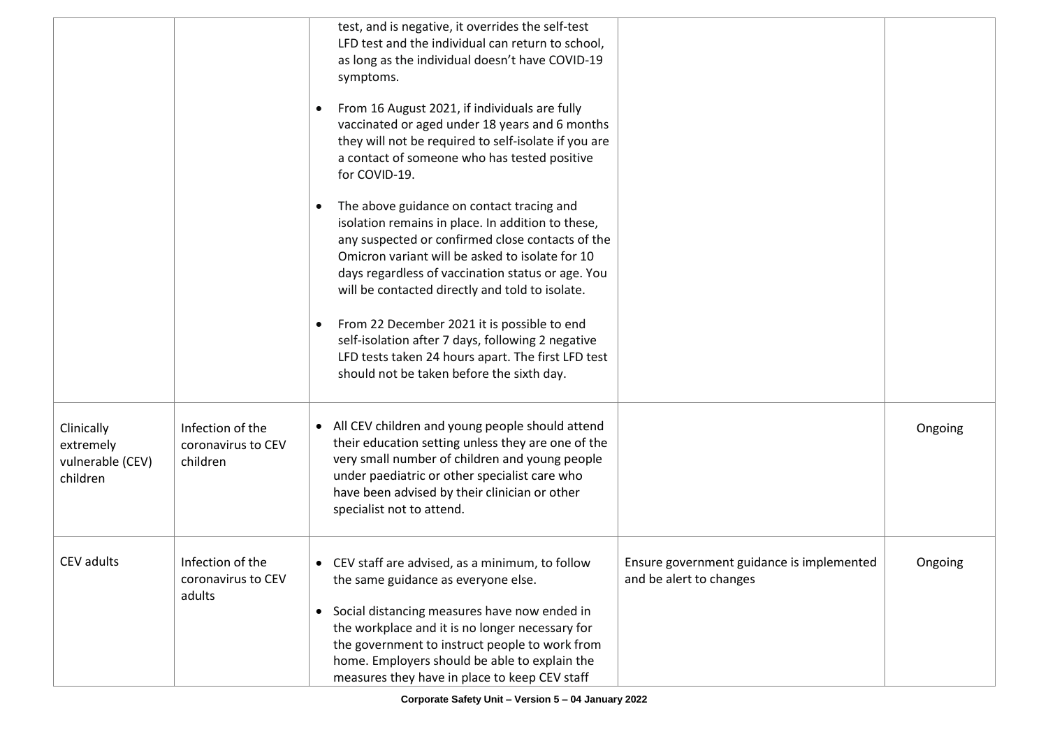| | | | | |
|---|---|---|---|---|
| | | test, and is negative, it overrides the self-test LFD test and the individual can return to school, as long as the individual doesn't have COVID-19 symptoms.<br><br>• From 16 August 2021, if individuals are fully vaccinated or aged under 18 years and 6 months they will not be required to self-isolate if you are a contact of someone who has tested positive for COVID-19.<br><br>• The above guidance on contact tracing and isolation remains in place. In addition to these, any suspected or confirmed close contacts of the Omicron variant will be asked to isolate for 10 days regardless of vaccination status or age. You will be contacted directly and told to isolate.<br><br>• From 22 December 2021 it is possible to end self-isolation after 7 days, following 2 negative LFD tests taken 24 hours apart. The first LFD test should not be taken before the sixth day. | | |
| Clinically extremely vulnerable (CEV) children | Infection of the coronavirus to CEV children | • All CEV children and young people should attend their education setting unless they are one of the very small number of children and young people under paediatric or other specialist care who have been advised by their clinician or other specialist not to attend. | | Ongoing |
| CEV adults | Infection of the coronavirus to CEV adults | • CEV staff are advised, as a minimum, to follow the same guidance as everyone else.<br><br>• Social distancing measures have now ended in the workplace and it is no longer necessary for the government to instruct people to work from home. Employers should be able to explain the measures they have in place to keep CEV staff | Ensure government guidance is implemented and be alert to changes | Ongoing |

Corporate Safety Unit – Version 5 – 04 January 2022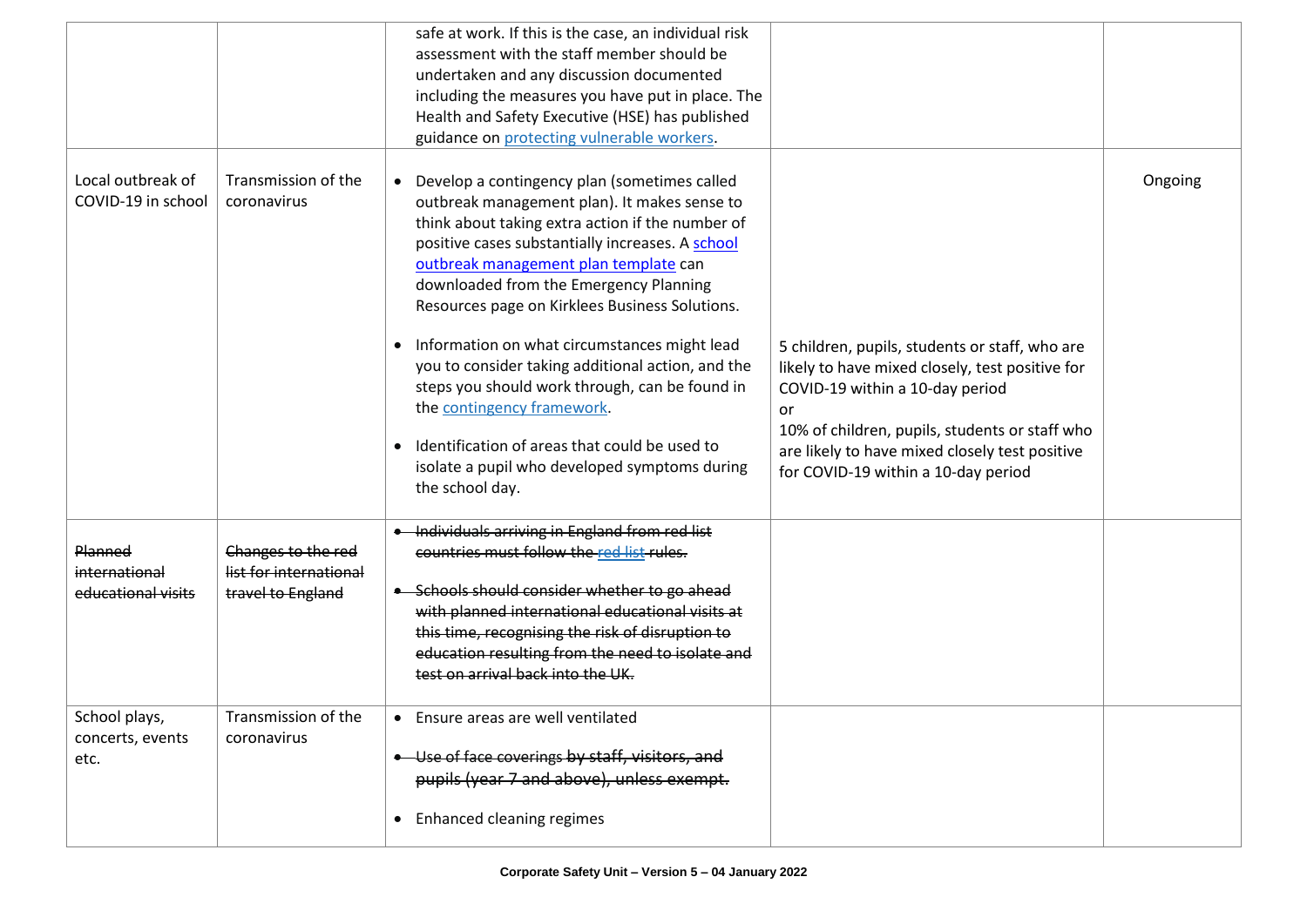| | | | | |
|---|---|---|---|---|
| | | safe at work. If this is the case, an individual risk assessment with the staff member should be undertaken and any discussion documented including the measures you have put in place. The Health and Safety Executive (HSE) has published guidance on [protecting vulnerable workers](). | | |
| Local outbreak of COVID-19 in school | Transmission of the coronavirus | • Develop a contingency plan (sometimes called outbreak management plan). It makes sense to think about taking extra action if the number of positive cases substantially increases. A [school outbreak management plan template]() can downloaded from the Emergency Planning Resources page on Kirklees Business Solutions.<br><br>• Information on what circumstances might lead you to consider taking additional action, and the steps you should work through, can be found in the [contingency framework]().<br><br>• Identification of areas that could be used to isolate a pupil who developed symptoms during the school day. | 5 children, pupils, students or staff, who are likely to have mixed closely, test positive for COVID-19 within a 10-day period<br>or<br>10% of children, pupils, students or staff who are likely to have mixed closely test positive for COVID-19 within a 10-day period | Ongoing |
| ~~Planned international educational visits~~ | ~~Changes to the red list for international travel to England~~ | • ~~Individuals arriving in England from red list countries must follow the [red list]() rules.~~<br><br>• ~~Schools should consider whether to go ahead with planned international educational visits at this time, recognising the risk of disruption to education resulting from the need to isolate and test on arrival back into the UK.~~ | | |
| School plays, concerts, events etc. | Transmission of the coronavirus | • Ensure areas are well ventilated<br><br>• ~~Use of face coverings by staff, visitors, and pupils (year 7 and above), unless exempt.~~<br><br>• Enhanced cleaning regimes | | |

**Corporate Safety Unit – Version 5 – 04 January 2022**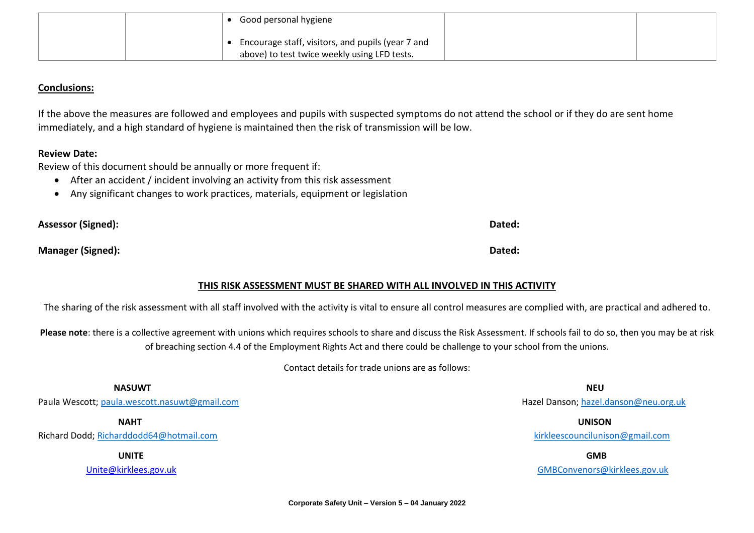| | | | | |
|---|---|---|---|---|
| | | • Good personal hygiene<br>• Encourage staff, visitors, and pupils (year 7 and above) to test twice weekly using LFD tests. | | |

**Conclusions:**

If the above the measures are followed and employees and pupils with suspected symptoms do not attend the school or if they do are sent home immediately, and a high standard of hygiene is maintained then the risk of transmission will be low.

**Review Date:**

Review of this document should be annually or more frequent if:

- After an accident / incident involving an activity from this risk assessment
- Any significant changes to work practices, materials, equipment or legislation

**Assessor (Signed):** **Dated:**

**Manager (Signed):** **Dated:**

**THIS RISK ASSESSMENT MUST BE SHARED WITH ALL INVOLVED IN THIS ACTIVITY**

The sharing of the risk assessment with all staff involved with the activity is vital to ensure all control measures are complied with, are practical and adhered to.

**Please note**: there is a collective agreement with unions which requires schools to share and discuss the Risk Assessment. If schools fail to do so, then you may be at risk of breaching section 4.4 of the Employment Rights Act and there could be challenge to your school from the unions.

Contact details for trade unions are as follows:

**NASUWT**

Paula Wescott; paula.wescott.nasuwt@gmail.com

**NEU**

Hazel Danson; hazel.danson@neu.org.uk

**NAHT**

Richard Dodd; Richarddodd64@hotmail.com

**UNISON**

kirkleescouncilunison@gmail.com

**UNITE**

Unite@kirklees.gov.uk

**GMB**

GMBConvenors@kirklees.gov.uk

Corporate Safety Unit – Version 5 – 04 January 2022